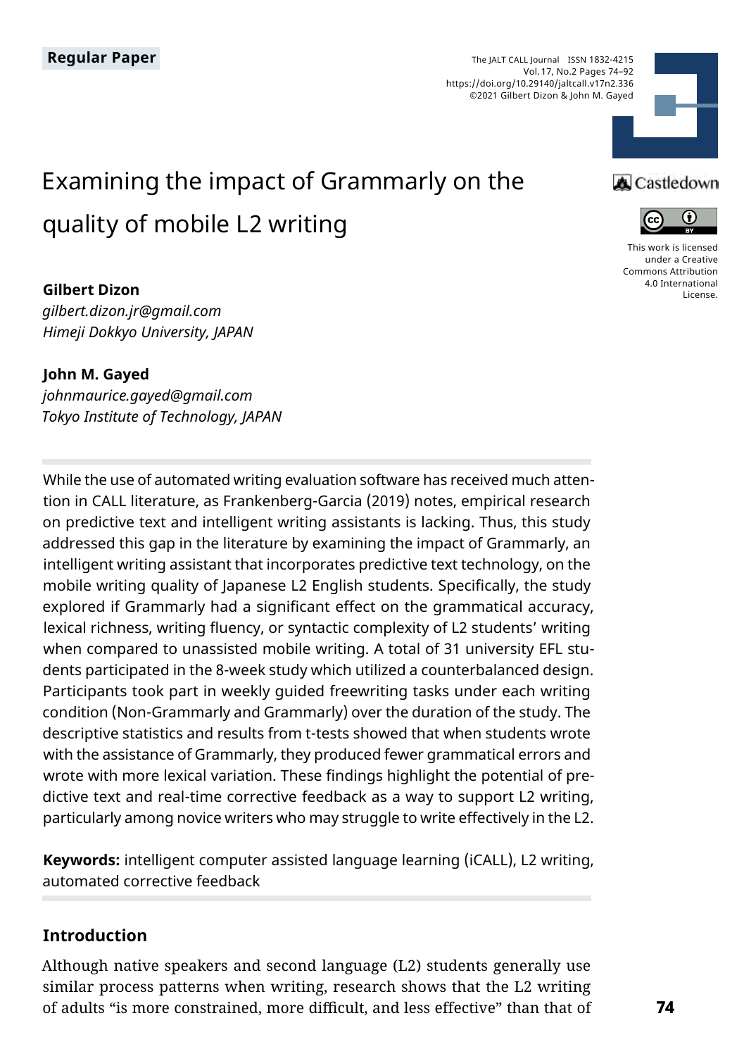Regular Paper

# Examining the impact of Grammarly on the quality of mobile L2 writing

**Gilbert Dizon**
*gilbert.dizon.jr@gmail.com*
*Himeji Dokkyo University, JAPAN*

**John M. Gayed**
*johnmaurice.gayed@gmail.com*
*Tokyo Institute of Technology, JAPAN*

This work is licensed under a Creative Commons Attribution 4.0 International License.

While the use of automated writing evaluation software has received much attention in CALL literature, as Frankenberg-Garcia (2019) notes, empirical research on predictive text and intelligent writing assistants is lacking. Thus, this study addressed this gap in the literature by examining the impact of Grammarly, an intelligent writing assistant that incorporates predictive text technology, on the mobile writing quality of Japanese L2 English students. Specifically, the study explored if Grammarly had a significant effect on the grammatical accuracy, lexical richness, writing fluency, or syntactic complexity of L2 students' writing when compared to unassisted mobile writing. A total of 31 university EFL students participated in the 8-week study which utilized a counterbalanced design. Participants took part in weekly guided freewriting tasks under each writing condition (Non-Grammarly and Grammarly) over the duration of the study. The descriptive statistics and results from t-tests showed that when students wrote with the assistance of Grammarly, they produced fewer grammatical errors and wrote with more lexical variation. These findings highlight the potential of predictive text and real-time corrective feedback as a way to support L2 writing, particularly among novice writers who may struggle to write effectively in the L2.

**Keywords:** intelligent computer assisted language learning (iCALL), L2 writing, automated corrective feedback

## Introduction

Although native speakers and second language (L2) students generally use similar process patterns when writing, research shows that the L2 writing of adults "is more constrained, more difficult, and less effective" than that of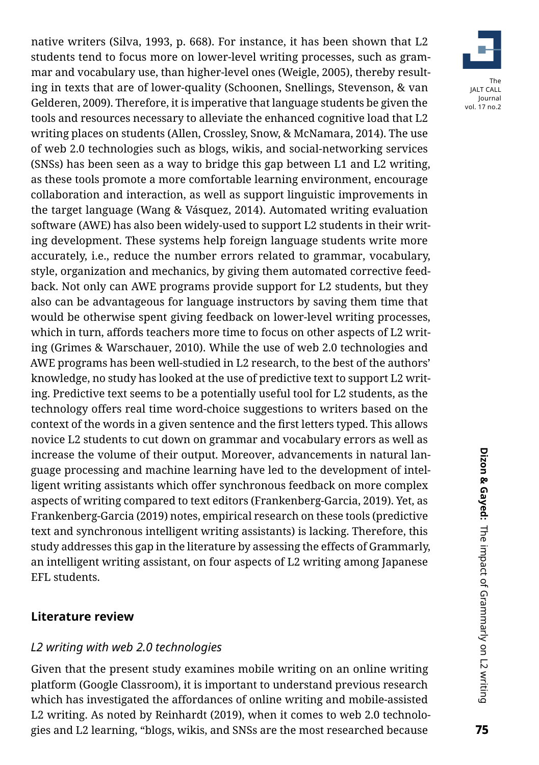native writers (Silva, 1993, p. 668). For instance, it has been shown that L2 students tend to focus more on lower-level writing processes, such as grammar and vocabulary use, than higher-level ones (Weigle, 2005), thereby resulting in texts that are of lower-quality (Schoonen, Snellings, Stevenson, & van Gelderen, 2009). Therefore, it is imperative that language students be given the tools and resources necessary to alleviate the enhanced cognitive load that L2 writing places on students (Allen, Crossley, Snow, & McNamara, 2014). The use of web 2.0 technologies such as blogs, wikis, and social-networking services (SNSs) has been seen as a way to bridge this gap between L1 and L2 writing, as these tools promote a more comfortable learning environment, encourage collaboration and interaction, as well as support linguistic improvements in the target language (Wang & Vásquez, 2014). Automated writing evaluation software (AWE) has also been widely-used to support L2 students in their writing development. These systems help foreign language students write more accurately, i.e., reduce the number errors related to grammar, vocabulary, style, organization and mechanics, by giving them automated corrective feedback. Not only can AWE programs provide support for L2 students, but they also can be advantageous for language instructors by saving them time that would be otherwise spent giving feedback on lower-level writing processes, which in turn, affords teachers more time to focus on other aspects of L2 writing (Grimes & Warschauer, 2010). While the use of web 2.0 technologies and AWE programs has been well-studied in L2 research, to the best of the authors' knowledge, no study has looked at the use of predictive text to support L2 writing. Predictive text seems to be a potentially useful tool for L2 students, as the technology offers real time word-choice suggestions to writers based on the context of the words in a given sentence and the first letters typed. This allows novice L2 students to cut down on grammar and vocabulary errors as well as increase the volume of their output. Moreover, advancements in natural language processing and machine learning have led to the development of intelligent writing assistants which offer synchronous feedback on more complex aspects of writing compared to text editors (Frankenberg-Garcia, 2019). Yet, as Frankenberg-Garcia (2019) notes, empirical research on these tools (predictive text and synchronous intelligent writing assistants) is lacking. Therefore, this study addresses this gap in the literature by assessing the effects of Grammarly, an intelligent writing assistant, on four aspects of L2 writing among Japanese EFL students.

## Literature review

### *L2 writing with web 2.0 technologies*

Given that the present study examines mobile writing on an online writing platform (Google Classroom), it is important to understand previous research which has investigated the affordances of online writing and mobile-assisted L2 writing. As noted by Reinhardt (2019), when it comes to web 2.0 technologies and L2 learning, "blogs, wikis, and SNSs are the most researched because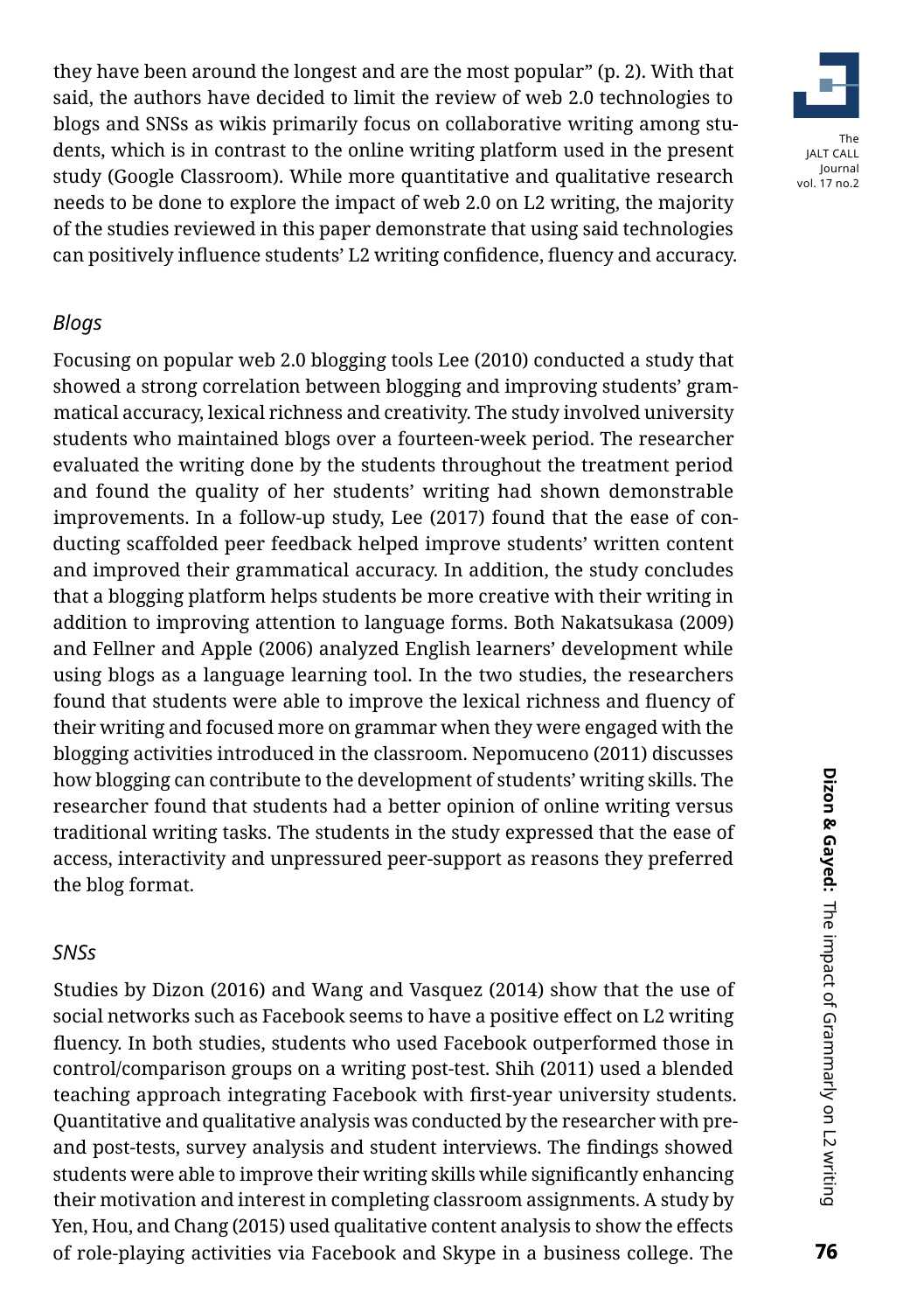they have been around the longest and are the most popular" (p. 2). With that said, the authors have decided to limit the review of web 2.0 technologies to blogs and SNSs as wikis primarily focus on collaborative writing among students, which is in contrast to the online writing platform used in the present study (Google Classroom). While more quantitative and qualitative research needs to be done to explore the impact of web 2.0 on L2 writing, the majority of the studies reviewed in this paper demonstrate that using said technologies can positively influence students' L2 writing confidence, fluency and accuracy.

### *Blogs*

Focusing on popular web 2.0 blogging tools Lee (2010) conducted a study that showed a strong correlation between blogging and improving students' grammatical accuracy, lexical richness and creativity. The study involved university students who maintained blogs over a fourteen-week period. The researcher evaluated the writing done by the students throughout the treatment period and found the quality of her students' writing had shown demonstrable improvements. In a follow-up study, Lee (2017) found that the ease of conducting scaffolded peer feedback helped improve students' written content and improved their grammatical accuracy. In addition, the study concludes that a blogging platform helps students be more creative with their writing in addition to improving attention to language forms. Both Nakatsukasa (2009) and Fellner and Apple (2006) analyzed English learners' development while using blogs as a language learning tool. In the two studies, the researchers found that students were able to improve the lexical richness and fluency of their writing and focused more on grammar when they were engaged with the blogging activities introduced in the classroom. Nepomuceno (2011) discusses how blogging can contribute to the development of students' writing skills. The researcher found that students had a better opinion of online writing versus traditional writing tasks. The students in the study expressed that the ease of access, interactivity and unpressured peer-support as reasons they preferred the blog format.

### *SNSs*

Studies by Dizon (2016) and Wang and Vasquez (2014) show that the use of social networks such as Facebook seems to have a positive effect on L2 writing fluency. In both studies, students who used Facebook outperformed those in control/comparison groups on a writing post-test. Shih (2011) used a blended teaching approach integrating Facebook with first-year university students. Quantitative and qualitative analysis was conducted by the researcher with pre- and post-tests, survey analysis and student interviews. The findings showed students were able to improve their writing skills while significantly enhancing their motivation and interest in completing classroom assignments. A study by Yen, Hou, and Chang (2015) used qualitative content analysis to show the effects of role-playing activities via Facebook and Skype in a business college. The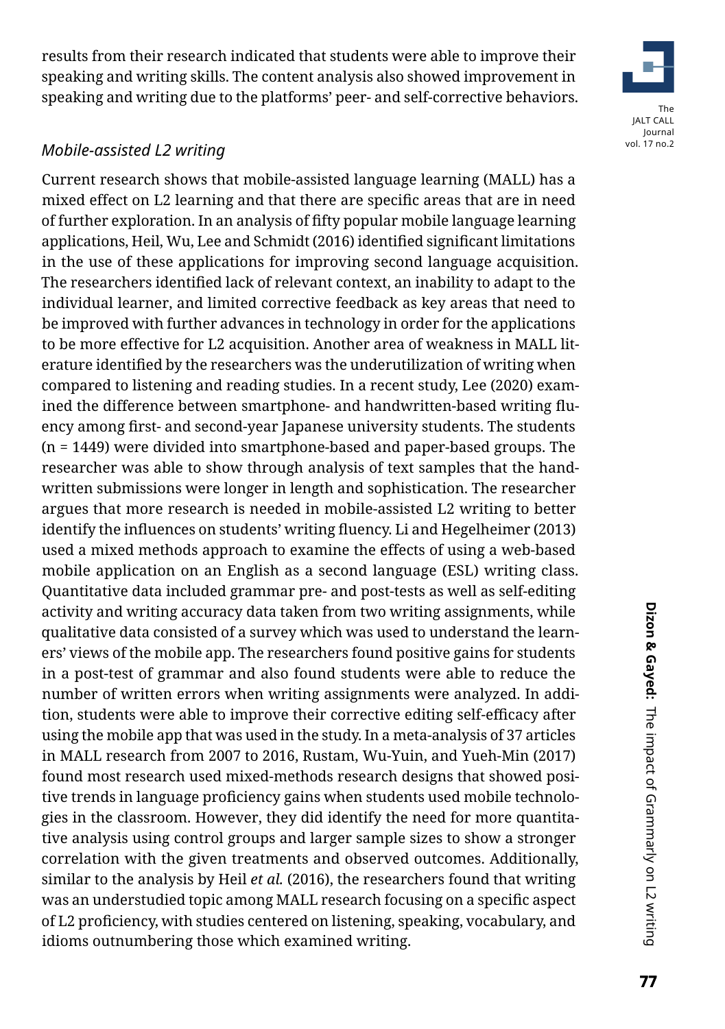results from their research indicated that students were able to improve their speaking and writing skills. The content analysis also showed improvement in speaking and writing due to the platforms' peer- and self-corrective behaviors.

### *Mobile-assisted L2 writing*

Current research shows that mobile-assisted language learning (MALL) has a mixed effect on L2 learning and that there are specific areas that are in need of further exploration. In an analysis of fifty popular mobile language learning applications, Heil, Wu, Lee and Schmidt (2016) identified significant limitations in the use of these applications for improving second language acquisition. The researchers identified lack of relevant context, an inability to adapt to the individual learner, and limited corrective feedback as key areas that need to be improved with further advances in technology in order for the applications to be more effective for L2 acquisition. Another area of weakness in MALL literature identified by the researchers was the underutilization of writing when compared to listening and reading studies. In a recent study, Lee (2020) examined the difference between smartphone- and handwritten-based writing fluency among first- and second-year Japanese university students. The students (n = 1449) were divided into smartphone-based and paper-based groups. The researcher was able to show through analysis of text samples that the handwritten submissions were longer in length and sophistication. The researcher argues that more research is needed in mobile-assisted L2 writing to better identify the influences on students' writing fluency. Li and Hegelheimer (2013) used a mixed methods approach to examine the effects of using a web-based mobile application on an English as a second language (ESL) writing class. Quantitative data included grammar pre- and post-tests as well as self-editing activity and writing accuracy data taken from two writing assignments, while qualitative data consisted of a survey which was used to understand the learners' views of the mobile app. The researchers found positive gains for students in a post-test of grammar and also found students were able to reduce the number of written errors when writing assignments were analyzed. In addition, students were able to improve their corrective editing self-efficacy after using the mobile app that was used in the study. In a meta-analysis of 37 articles in MALL research from 2007 to 2016, Rustam, Wu-Yuin, and Yueh-Min (2017) found most research used mixed-methods research designs that showed positive trends in language proficiency gains when students used mobile technologies in the classroom. However, they did identify the need for more quantitative analysis using control groups and larger sample sizes to show a stronger correlation with the given treatments and observed outcomes. Additionally, similar to the analysis by Heil *et al.* (2016), the researchers found that writing was an understudied topic among MALL research focusing on a specific aspect of L2 proficiency, with studies centered on listening, speaking, vocabulary, and idioms outnumbering those which examined writing.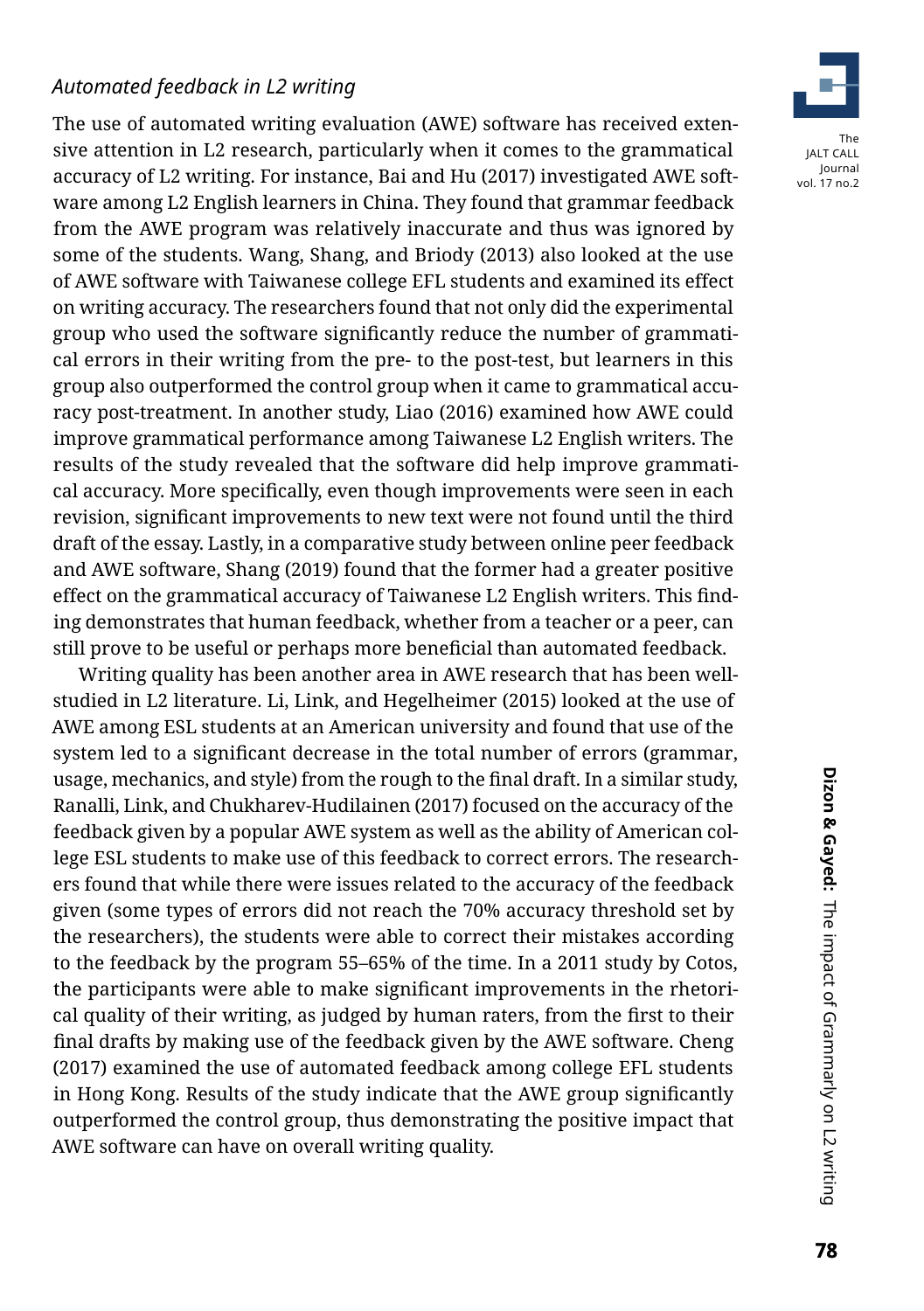### *Automated feedback in L2 writing*

The use of automated writing evaluation (AWE) software has received extensive attention in L2 research, particularly when it comes to the grammatical accuracy of L2 writing. For instance, Bai and Hu (2017) investigated AWE software among L2 English learners in China. They found that grammar feedback from the AWE program was relatively inaccurate and thus was ignored by some of the students. Wang, Shang, and Briody (2013) also looked at the use of AWE software with Taiwanese college EFL students and examined its effect on writing accuracy. The researchers found that not only did the experimental group who used the software significantly reduce the number of grammatical errors in their writing from the pre- to the post-test, but learners in this group also outperformed the control group when it came to grammatical accuracy post-treatment. In another study, Liao (2016) examined how AWE could improve grammatical performance among Taiwanese L2 English writers. The results of the study revealed that the software did help improve grammatical accuracy. More specifically, even though improvements were seen in each revision, significant improvements to new text were not found until the third draft of the essay. Lastly, in a comparative study between online peer feedback and AWE software, Shang (2019) found that the former had a greater positive effect on the grammatical accuracy of Taiwanese L2 English writers. This finding demonstrates that human feedback, whether from a teacher or a peer, can still prove to be useful or perhaps more beneficial than automated feedback.

Writing quality has been another area in AWE research that has been well-studied in L2 literature. Li, Link, and Hegelheimer (2015) looked at the use of AWE among ESL students at an American university and found that use of the system led to a significant decrease in the total number of errors (grammar, usage, mechanics, and style) from the rough to the final draft. In a similar study, Ranalli, Link, and Chukharev-Hudilainen (2017) focused on the accuracy of the feedback given by a popular AWE system as well as the ability of American college ESL students to make use of this feedback to correct errors. The researchers found that while there were issues related to the accuracy of the feedback given (some types of errors did not reach the 70% accuracy threshold set by the researchers), the students were able to correct their mistakes according to the feedback by the program 55–65% of the time. In a 2011 study by Cotos, the participants were able to make significant improvements in the rhetorical quality of their writing, as judged by human raters, from the first to their final drafts by making use of the feedback given by the AWE software. Cheng (2017) examined the use of automated feedback among college EFL students in Hong Kong. Results of the study indicate that the AWE group significantly outperformed the control group, thus demonstrating the positive impact that AWE software can have on overall writing quality.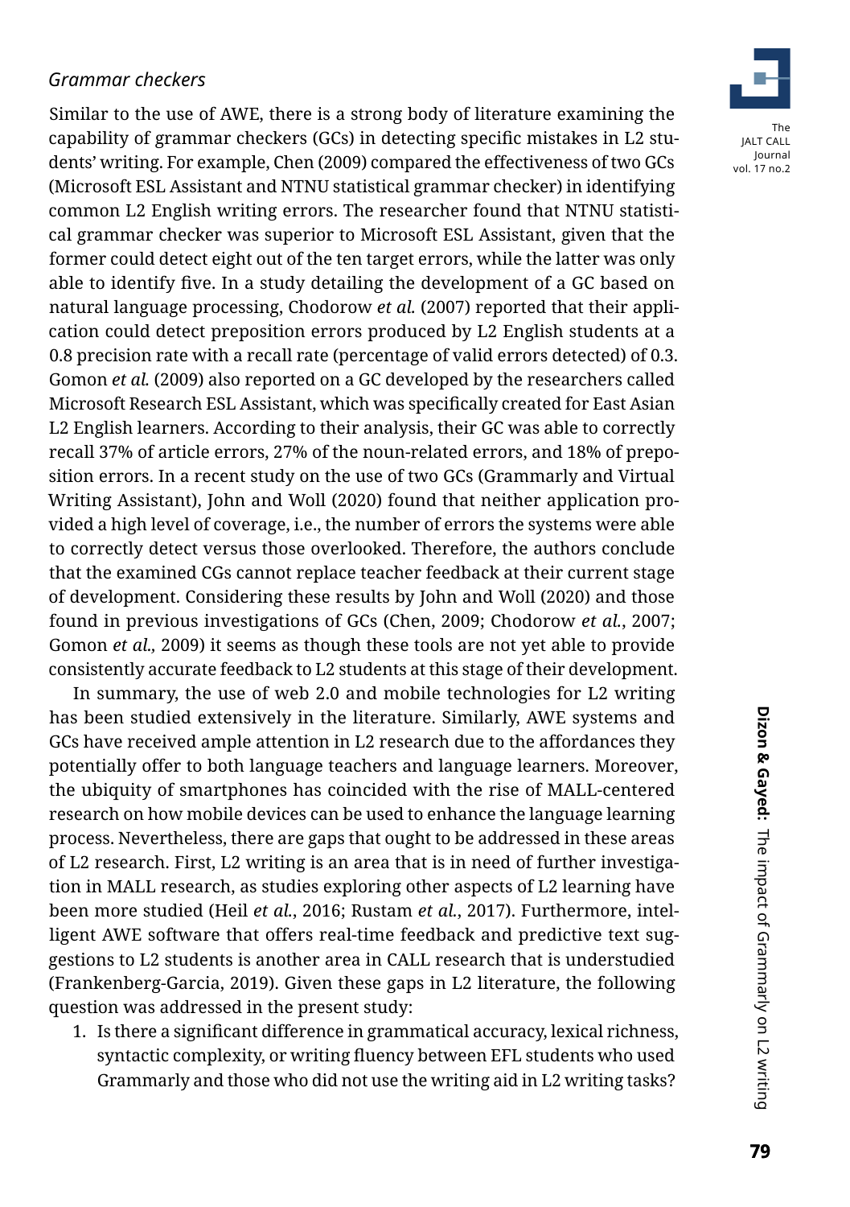### *Grammar checkers*

Similar to the use of AWE, there is a strong body of literature examining the capability of grammar checkers (GCs) in detecting specific mistakes in L2 students' writing. For example, Chen (2009) compared the effectiveness of two GCs (Microsoft ESL Assistant and NTNU statistical grammar checker) in identifying common L2 English writing errors. The researcher found that NTNU statistical grammar checker was superior to Microsoft ESL Assistant, given that the former could detect eight out of the ten target errors, while the latter was only able to identify five. In a study detailing the development of a GC based on natural language processing, Chodorow *et al.* (2007) reported that their application could detect preposition errors produced by L2 English students at a 0.8 precision rate with a recall rate (percentage of valid errors detected) of 0.3. Gomon *et al.* (2009) also reported on a GC developed by the researchers called Microsoft Research ESL Assistant, which was specifically created for East Asian L2 English learners. According to their analysis, their GC was able to correctly recall 37% of article errors, 27% of the noun-related errors, and 18% of preposition errors. In a recent study on the use of two GCs (Grammarly and Virtual Writing Assistant), John and Woll (2020) found that neither application provided a high level of coverage, i.e., the number of errors the systems were able to correctly detect versus those overlooked. Therefore, the authors conclude that the examined CGs cannot replace teacher feedback at their current stage of development. Considering these results by John and Woll (2020) and those found in previous investigations of GCs (Chen, 2009; Chodorow *et al.*, 2007; Gomon *et al.,* 2009) it seems as though these tools are not yet able to provide consistently accurate feedback to L2 students at this stage of their development.

In summary, the use of web 2.0 and mobile technologies for L2 writing has been studied extensively in the literature. Similarly, AWE systems and GCs have received ample attention in L2 research due to the affordances they potentially offer to both language teachers and language learners. Moreover, the ubiquity of smartphones has coincided with the rise of MALL-centered research on how mobile devices can be used to enhance the language learning process. Nevertheless, there are gaps that ought to be addressed in these areas of L2 research. First, L2 writing is an area that is in need of further investigation in MALL research, as studies exploring other aspects of L2 learning have been more studied (Heil *et al.*, 2016; Rustam *et al.*, 2017). Furthermore, intelligent AWE software that offers real-time feedback and predictive text suggestions to L2 students is another area in CALL research that is understudied (Frankenberg-Garcia, 2019). Given these gaps in L2 literature, the following question was addressed in the present study:

1. Is there a significant difference in grammatical accuracy, lexical richness, syntactic complexity, or writing fluency between EFL students who used Grammarly and those who did not use the writing aid in L2 writing tasks?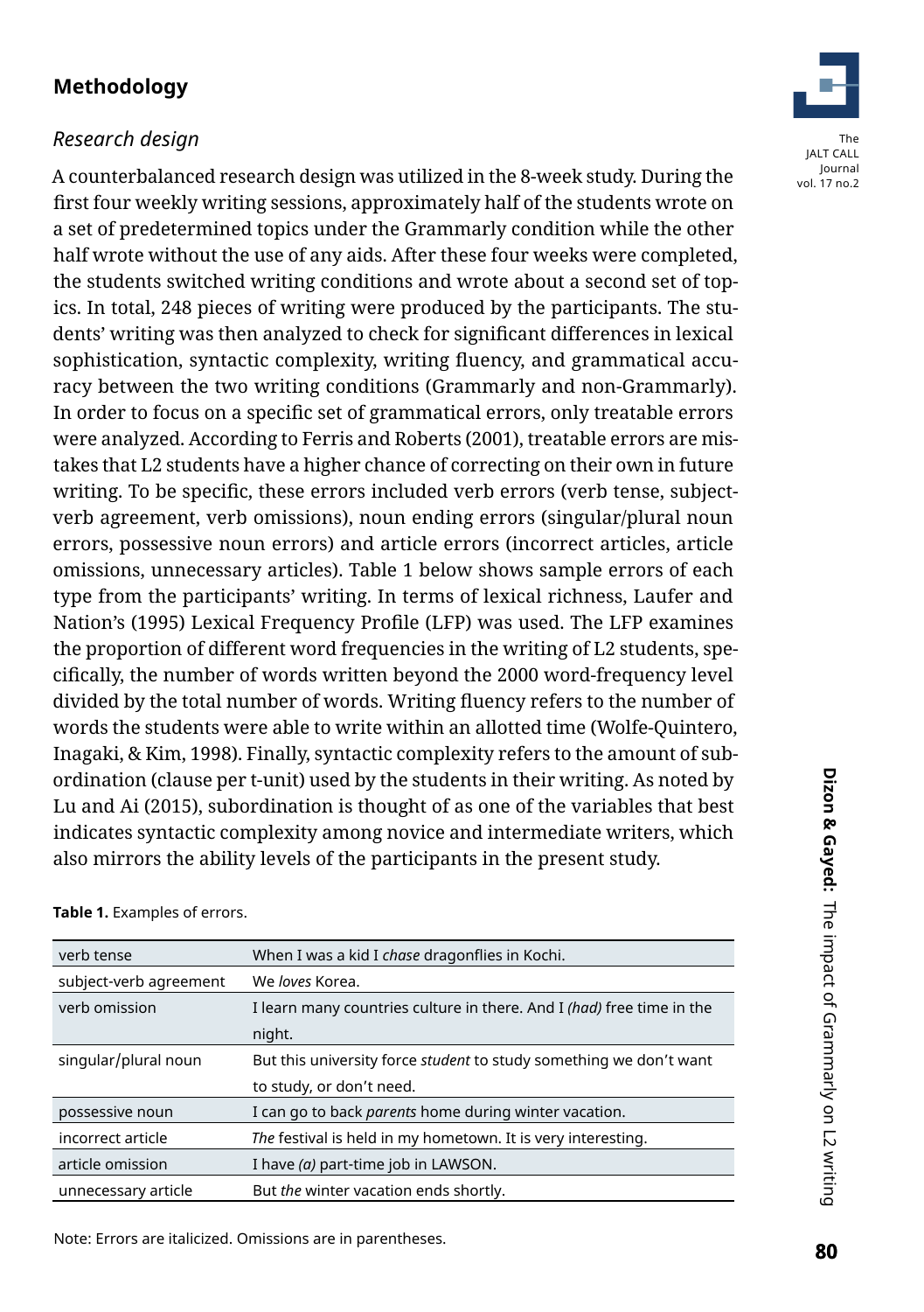## Methodology

### *Research design*

A counterbalanced research design was utilized in the 8-week study. During the first four weekly writing sessions, approximately half of the students wrote on a set of predetermined topics under the Grammarly condition while the other half wrote without the use of any aids. After these four weeks were completed, the students switched writing conditions and wrote about a second set of topics. In total, 248 pieces of writing were produced by the participants. The students' writing was then analyzed to check for significant differences in lexical sophistication, syntactic complexity, writing fluency, and grammatical accuracy between the two writing conditions (Grammarly and non-Grammarly). In order to focus on a specific set of grammatical errors, only treatable errors were analyzed. According to Ferris and Roberts (2001), treatable errors are mistakes that L2 students have a higher chance of correcting on their own in future writing. To be specific, these errors included verb errors (verb tense, subject-verb agreement, verb omissions), noun ending errors (singular/plural noun errors, possessive noun errors) and article errors (incorrect articles, article omissions, unnecessary articles). Table 1 below shows sample errors of each type from the participants' writing. In terms of lexical richness, Laufer and Nation's (1995) Lexical Frequency Profile (LFP) was used. The LFP examines the proportion of different word frequencies in the writing of L2 students, specifically, the number of words written beyond the 2000 word-frequency level divided by the total number of words. Writing fluency refers to the number of words the students were able to write within an allotted time (Wolfe-Quintero, Inagaki, & Kim, 1998). Finally, syntactic complexity refers to the amount of subordination (clause per t-unit) used by the students in their writing. As noted by Lu and Ai (2015), subordination is thought of as one of the variables that best indicates syntactic complexity among novice and intermediate writers, which also mirrors the ability levels of the participants in the present study.

**Table 1.** Examples of errors.

| | |
|---|---|
| verb tense | When I was a kid I *chase* dragonflies in Kochi. |
| subject-verb agreement | We *loves* Korea. |
| verb omission | I learn many countries culture in there. And I *(had)* free time in the night. |
| singular/plural noun | But this university force *student* to study something we don't want to study, or don't need. |
| possessive noun | I can go to back *parents* home during winter vacation. |
| incorrect article | *The* festival is held in my hometown. It is very interesting. |
| article omission | I have *(a)* part-time job in LAWSON. |
| unnecessary article | But *the* winter vacation ends shortly. |

Note: Errors are italicized. Omissions are in parentheses.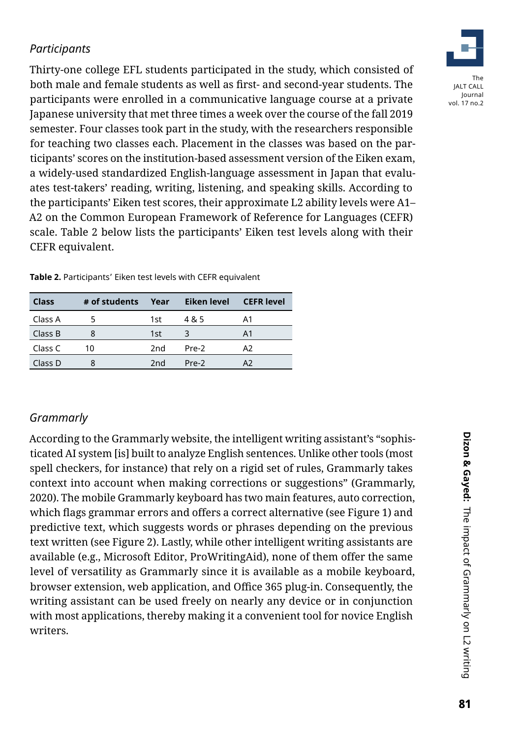### *Participants*

Thirty-one college EFL students participated in the study, which consisted of both male and female students as well as first- and second-year students. The participants were enrolled in a communicative language course at a private Japanese university that met three times a week over the course of the fall 2019 semester. Four classes took part in the study, with the researchers responsible for teaching two classes each. Placement in the classes was based on the participants' scores on the institution-based assessment version of the Eiken exam, a widely-used standardized English-language assessment in Japan that evaluates test-takers' reading, writing, listening, and speaking skills. According to the participants' Eiken test scores, their approximate L2 ability levels were A1–A2 on the Common European Framework of Reference for Languages (CEFR) scale. Table 2 below lists the participants' Eiken test levels along with their CEFR equivalent.

**Table 2.** Participants' Eiken test levels with CEFR equivalent

| Class | # of students | Year | Eiken level | CEFR level |
|---|---|---|---|---|
| Class A | 5 | 1st | 4 & 5 | A1 |
| Class B | 8 | 1st | 3 | A1 |
| Class C | 10 | 2nd | Pre-2 | A2 |
| Class D | 8 | 2nd | Pre-2 | A2 |

### *Grammarly*

According to the Grammarly website, the intelligent writing assistant's "sophisticated AI system [is] built to analyze English sentences. Unlike other tools (most spell checkers, for instance) that rely on a rigid set of rules, Grammarly takes context into account when making corrections or suggestions" (Grammarly, 2020). The mobile Grammarly keyboard has two main features, auto correction, which flags grammar errors and offers a correct alternative (see Figure 1) and predictive text, which suggests words or phrases depending on the previous text written (see Figure 2). Lastly, while other intelligent writing assistants are available (e.g., Microsoft Editor, ProWritingAid), none of them offer the same level of versatility as Grammarly since it is available as a mobile keyboard, browser extension, web application, and Office 365 plug-in. Consequently, the writing assistant can be used freely on nearly any device or in conjunction with most applications, thereby making it a convenient tool for novice English writers.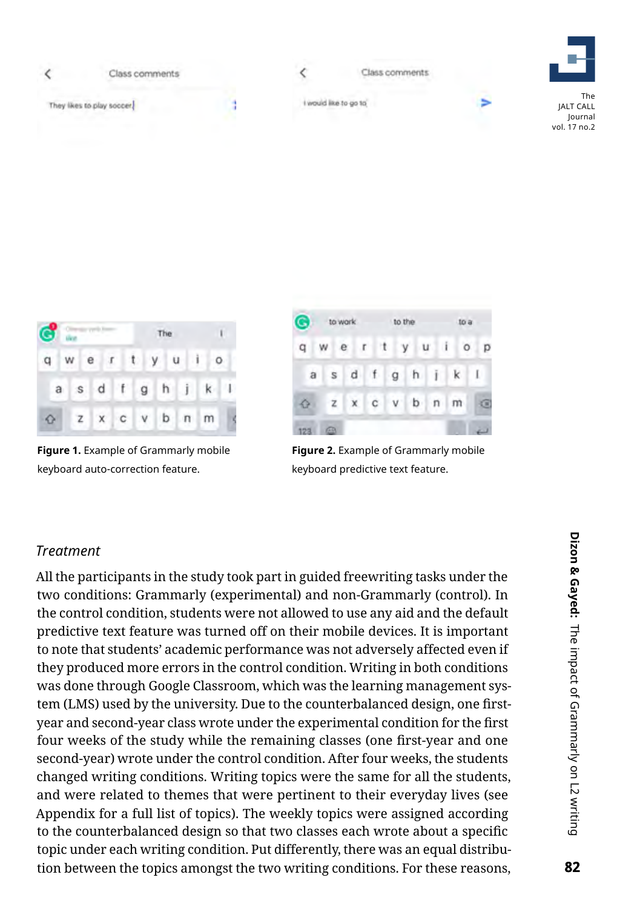Figure 1. Example of Grammarly mobile keyboard auto-correction feature.

Figure 2. Example of Grammarly mobile keyboard predictive text feature.

*Treatment*

All the participants in the study took part in guided freewriting tasks under the two conditions: Grammarly (experimental) and non-Grammarly (control). In the control condition, students were not allowed to use any aid and the default predictive text feature was turned off on their mobile devices. It is important to note that students' academic performance was not adversely affected even if they produced more errors in the control condition. Writing in both conditions was done through Google Classroom, which was the learning management system (LMS) used by the university. Due to the counterbalanced design, one first-year and second-year class wrote under the experimental condition for the first four weeks of the study while the remaining classes (one first-year and one second-year) wrote under the control condition. After four weeks, the students changed writing conditions. Writing topics were the same for all the students, and were related to themes that were pertinent to their everyday lives (see Appendix for a full list of topics). The weekly topics were assigned according to the counterbalanced design so that two classes each wrote about a specific topic under each writing condition. Put differently, there was an equal distribution between the topics amongst the two writing conditions. For these reasons,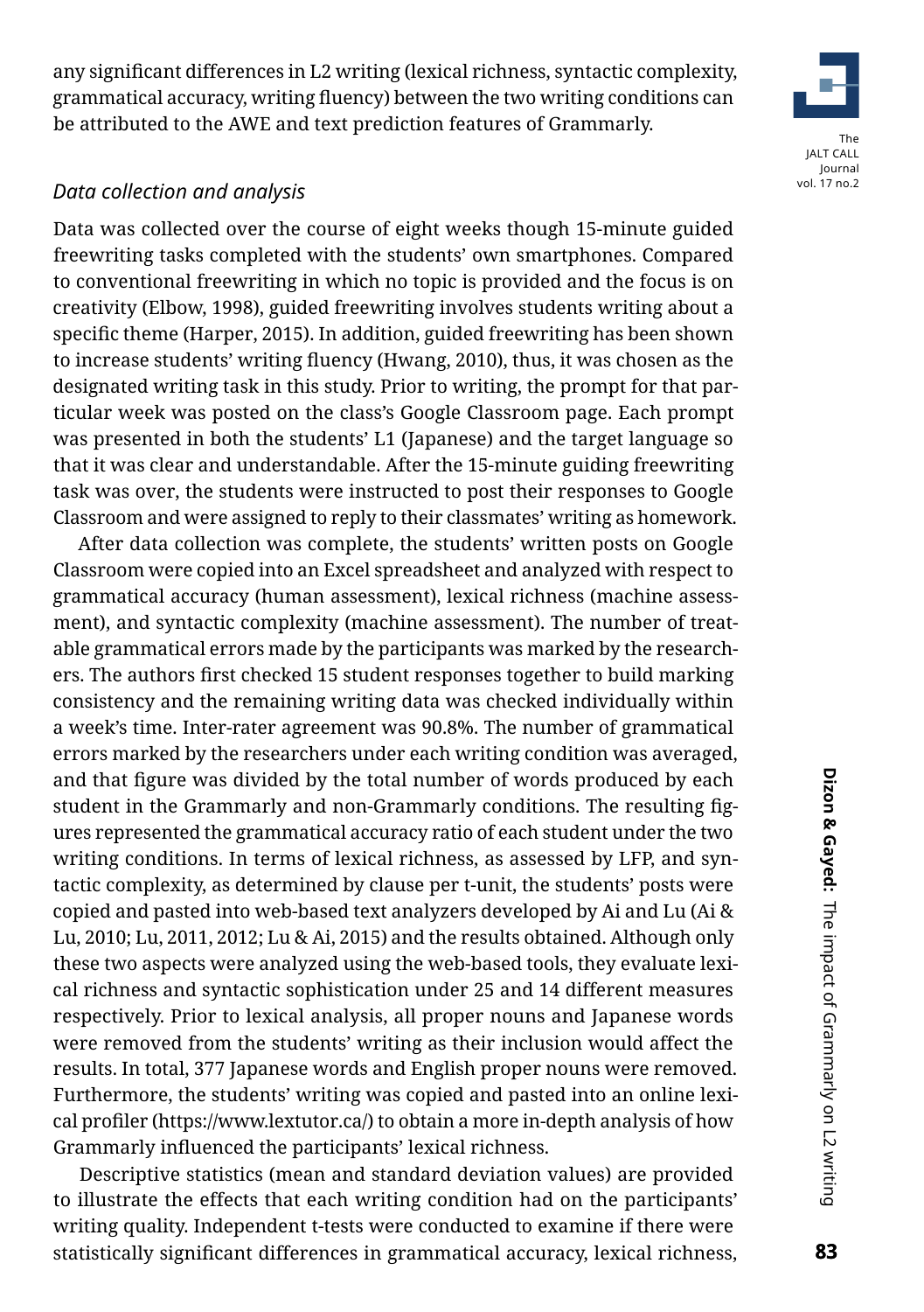any significant differences in L2 writing (lexical richness, syntactic complexity, grammatical accuracy, writing fluency) between the two writing conditions can be attributed to the AWE and text prediction features of Grammarly.

### *Data collection and analysis*

Data was collected over the course of eight weeks though 15-minute guided freewriting tasks completed with the students' own smartphones. Compared to conventional freewriting in which no topic is provided and the focus is on creativity (Elbow, 1998), guided freewriting involves students writing about a specific theme (Harper, 2015). In addition, guided freewriting has been shown to increase students' writing fluency (Hwang, 2010), thus, it was chosen as the designated writing task in this study. Prior to writing, the prompt for that particular week was posted on the class's Google Classroom page. Each prompt was presented in both the students' L1 (Japanese) and the target language so that it was clear and understandable. After the 15-minute guiding freewriting task was over, the students were instructed to post their responses to Google Classroom and were assigned to reply to their classmates' writing as homework.

After data collection was complete, the students' written posts on Google Classroom were copied into an Excel spreadsheet and analyzed with respect to grammatical accuracy (human assessment), lexical richness (machine assessment), and syntactic complexity (machine assessment). The number of treatable grammatical errors made by the participants was marked by the researchers. The authors first checked 15 student responses together to build marking consistency and the remaining writing data was checked individually within a week's time. Inter-rater agreement was 90.8%. The number of grammatical errors marked by the researchers under each writing condition was averaged, and that figure was divided by the total number of words produced by each student in the Grammarly and non-Grammarly conditions. The resulting figures represented the grammatical accuracy ratio of each student under the two writing conditions. In terms of lexical richness, as assessed by LFP, and syntactic complexity, as determined by clause per t-unit, the students' posts were copied and pasted into web-based text analyzers developed by Ai and Lu (Ai & Lu, 2010; Lu, 2011, 2012; Lu & Ai, 2015) and the results obtained. Although only these two aspects were analyzed using the web-based tools, they evaluate lexical richness and syntactic sophistication under 25 and 14 different measures respectively. Prior to lexical analysis, all proper nouns and Japanese words were removed from the students' writing as their inclusion would affect the results. In total, 377 Japanese words and English proper nouns were removed. Furthermore, the students' writing was copied and pasted into an online lexical profiler (https://www.lextutor.ca/) to obtain a more in-depth analysis of how Grammarly influenced the participants' lexical richness.

Descriptive statistics (mean and standard deviation values) are provided to illustrate the effects that each writing condition had on the participants' writing quality. Independent t-tests were conducted to examine if there were statistically significant differences in grammatical accuracy, lexical richness,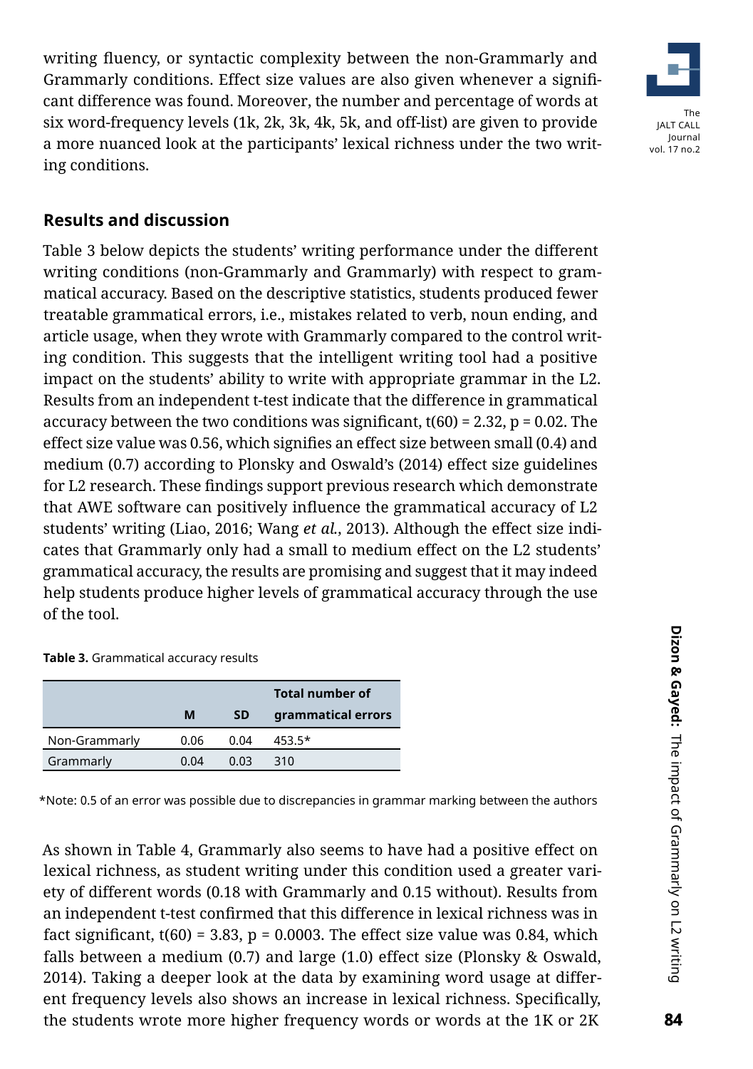writing fluency, or syntactic complexity between the non-Grammarly and Grammarly conditions. Effect size values are also given whenever a significant difference was found. Moreover, the number and percentage of words at six word-frequency levels (1k, 2k, 3k, 4k, 5k, and off-list) are given to provide a more nuanced look at the participants' lexical richness under the two writing conditions.

## Results and discussion

Table 3 below depicts the students' writing performance under the different writing conditions (non-Grammarly and Grammarly) with respect to grammatical accuracy. Based on the descriptive statistics, students produced fewer treatable grammatical errors, i.e., mistakes related to verb, noun ending, and article usage, when they wrote with Grammarly compared to the control writing condition. This suggests that the intelligent writing tool had a positive impact on the students' ability to write with appropriate grammar in the L2. Results from an independent t-test indicate that the difference in grammatical accuracy between the two conditions was significant, $t(60) = 2.32$, $p = 0.02$. The effect size value was 0.56, which signifies an effect size between small (0.4) and medium (0.7) according to Plonsky and Oswald's (2014) effect size guidelines for L2 research. These findings support previous research which demonstrate that AWE software can positively influence the grammatical accuracy of L2 students' writing (Liao, 2016; Wang *et al.*, 2013). Although the effect size indicates that Grammarly only had a small to medium effect on the L2 students' grammatical accuracy, the results are promising and suggest that it may indeed help students produce higher levels of grammatical accuracy through the use of the tool.

**Table 3.** Grammatical accuracy results

| | M | SD | Total number of grammatical errors |
|---|---|---|---|
| Non-Grammarly | 0.06 | 0.04 | 453.5* |
| Grammarly | 0.04 | 0.03 | 310 |

*Note: 0.5 of an error was possible due to discrepancies in grammar marking between the authors

As shown in Table 4, Grammarly also seems to have had a positive effect on lexical richness, as student writing under this condition used a greater variety of different words (0.18 with Grammarly and 0.15 without). Results from an independent t-test confirmed that this difference in lexical richness was in fact significant, $t(60) = 3.83$, $p = 0.0003$. The effect size value was 0.84, which falls between a medium (0.7) and large (1.0) effect size (Plonsky & Oswald, 2014). Taking a deeper look at the data by examining word usage at different frequency levels also shows an increase in lexical richness. Specifically, the students wrote more higher frequency words or words at the 1K or 2K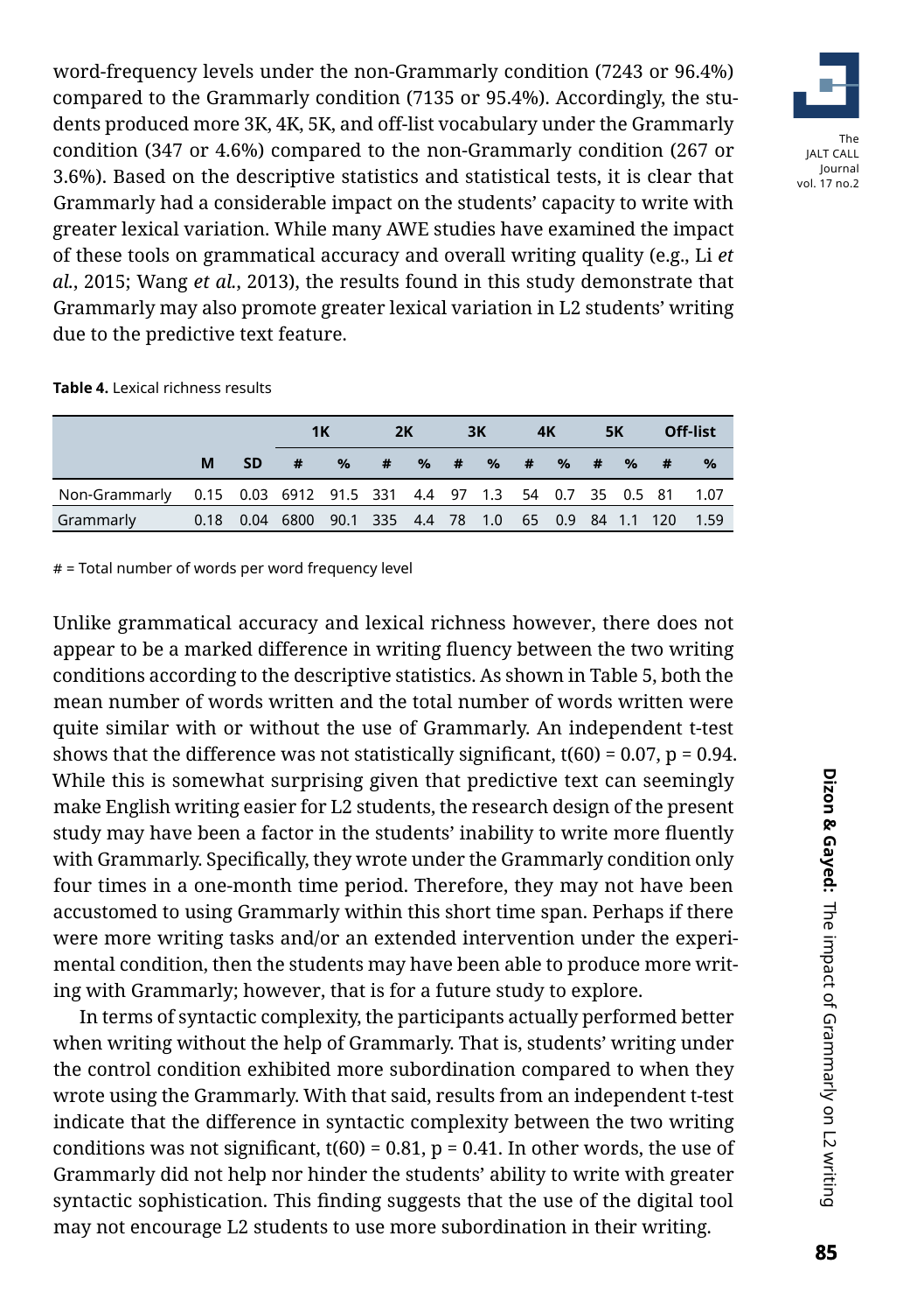word-frequency levels under the non-Grammarly condition (7243 or 96.4%) compared to the Grammarly condition (7135 or 95.4%). Accordingly, the students produced more 3K, 4K, 5K, and off-list vocabulary under the Grammarly condition (347 or 4.6%) compared to the non-Grammarly condition (267 or 3.6%). Based on the descriptive statistics and statistical tests, it is clear that Grammarly had a considerable impact on the students' capacity to write with greater lexical variation. While many AWE studies have examined the impact of these tools on grammatical accuracy and overall writing quality (e.g., Li *et al.*, 2015; Wang *et al.*, 2013), the results found in this study demonstrate that Grammarly may also promote greater lexical variation in L2 students' writing due to the predictive text feature.

**Table 4.** Lexical richness results

| | | | 1K | | 2K | | 3K | | 4K | | 5K | | Off-list | |
|---|---|---|---|---|---|---|---|---|---|---|---|---|---|---|
| | M | SD | # | % | # | % | # | % | # | % | # | % | # | % |
| Non-Grammarly | 0.15 | 0.03 | 6912 | 91.5 | 331 | 4.4 | 97 | 1.3 | 54 | 0.7 | 35 | 0.5 | 81 | 1.07 |
| Grammarly | 0.18 | 0.04 | 6800 | 90.1 | 335 | 4.4 | 78 | 1.0 | 65 | 0.9 | 84 | 1.1 | 120 | 1.59 |

# = Total number of words per word frequency level

Unlike grammatical accuracy and lexical richness however, there does not appear to be a marked difference in writing fluency between the two writing conditions according to the descriptive statistics. As shown in Table 5, both the mean number of words written and the total number of words written were quite similar with or without the use of Grammarly. An independent t-test shows that the difference was not statistically significant, $t(60) = 0.07$, $p = 0.94$. While this is somewhat surprising given that predictive text can seemingly make English writing easier for L2 students, the research design of the present study may have been a factor in the students' inability to write more fluently with Grammarly. Specifically, they wrote under the Grammarly condition only four times in a one-month time period. Therefore, they may not have been accustomed to using Grammarly within this short time span. Perhaps if there were more writing tasks and/or an extended intervention under the experimental condition, then the students may have been able to produce more writing with Grammarly; however, that is for a future study to explore.

In terms of syntactic complexity, the participants actually performed better when writing without the help of Grammarly. That is, students' writing under the control condition exhibited more subordination compared to when they wrote using the Grammarly. With that said, results from an independent t-test indicate that the difference in syntactic complexity between the two writing conditions was not significant, $t(60) = 0.81$, $p = 0.41$. In other words, the use of Grammarly did not help nor hinder the students' ability to write with greater syntactic sophistication. This finding suggests that the use of the digital tool may not encourage L2 students to use more subordination in their writing.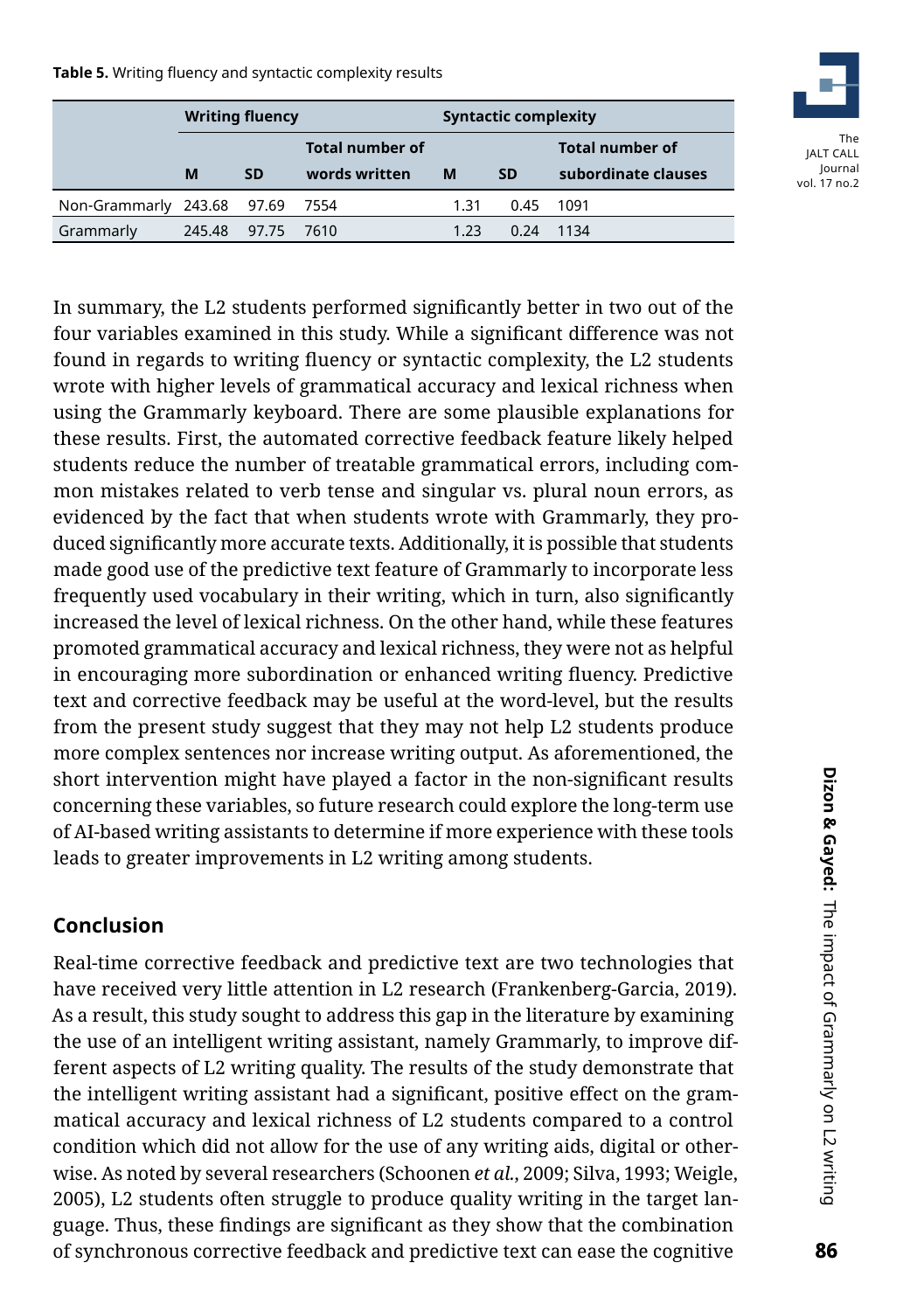**Table 5.** Writing fluency and syntactic complexity results

| | Writing fluency | | | Syntactic complexity | | |
|---|---|---|---|---|---|---|
| | M | SD | Total number of words written | M | SD | Total number of subordinate clauses |
| Non-Grammarly | 243.68 | 97.69 | 7554 | 1.31 | 0.45 | 1091 |
| Grammarly | 245.48 | 97.75 | 7610 | 1.23 | 0.24 | 1134 |

In summary, the L2 students performed significantly better in two out of the four variables examined in this study. While a significant difference was not found in regards to writing fluency or syntactic complexity, the L2 students wrote with higher levels of grammatical accuracy and lexical richness when using the Grammarly keyboard. There are some plausible explanations for these results. First, the automated corrective feedback feature likely helped students reduce the number of treatable grammatical errors, including common mistakes related to verb tense and singular vs. plural noun errors, as evidenced by the fact that when students wrote with Grammarly, they produced significantly more accurate texts. Additionally, it is possible that students made good use of the predictive text feature of Grammarly to incorporate less frequently used vocabulary in their writing, which in turn, also significantly increased the level of lexical richness. On the other hand, while these features promoted grammatical accuracy and lexical richness, they were not as helpful in encouraging more subordination or enhanced writing fluency. Predictive text and corrective feedback may be useful at the word-level, but the results from the present study suggest that they may not help L2 students produce more complex sentences nor increase writing output. As aforementioned, the short intervention might have played a factor in the non-significant results concerning these variables, so future research could explore the long-term use of AI-based writing assistants to determine if more experience with these tools leads to greater improvements in L2 writing among students.

## Conclusion

Real-time corrective feedback and predictive text are two technologies that have received very little attention in L2 research (Frankenberg-Garcia, 2019). As a result, this study sought to address this gap in the literature by examining the use of an intelligent writing assistant, namely Grammarly, to improve different aspects of L2 writing quality. The results of the study demonstrate that the intelligent writing assistant had a significant, positive effect on the grammatical accuracy and lexical richness of L2 students compared to a control condition which did not allow for the use of any writing aids, digital or otherwise. As noted by several researchers (Schoonen *et al.*, 2009; Silva, 1993; Weigle, 2005), L2 students often struggle to produce quality writing in the target language. Thus, these findings are significant as they show that the combination of synchronous corrective feedback and predictive text can ease the cognitive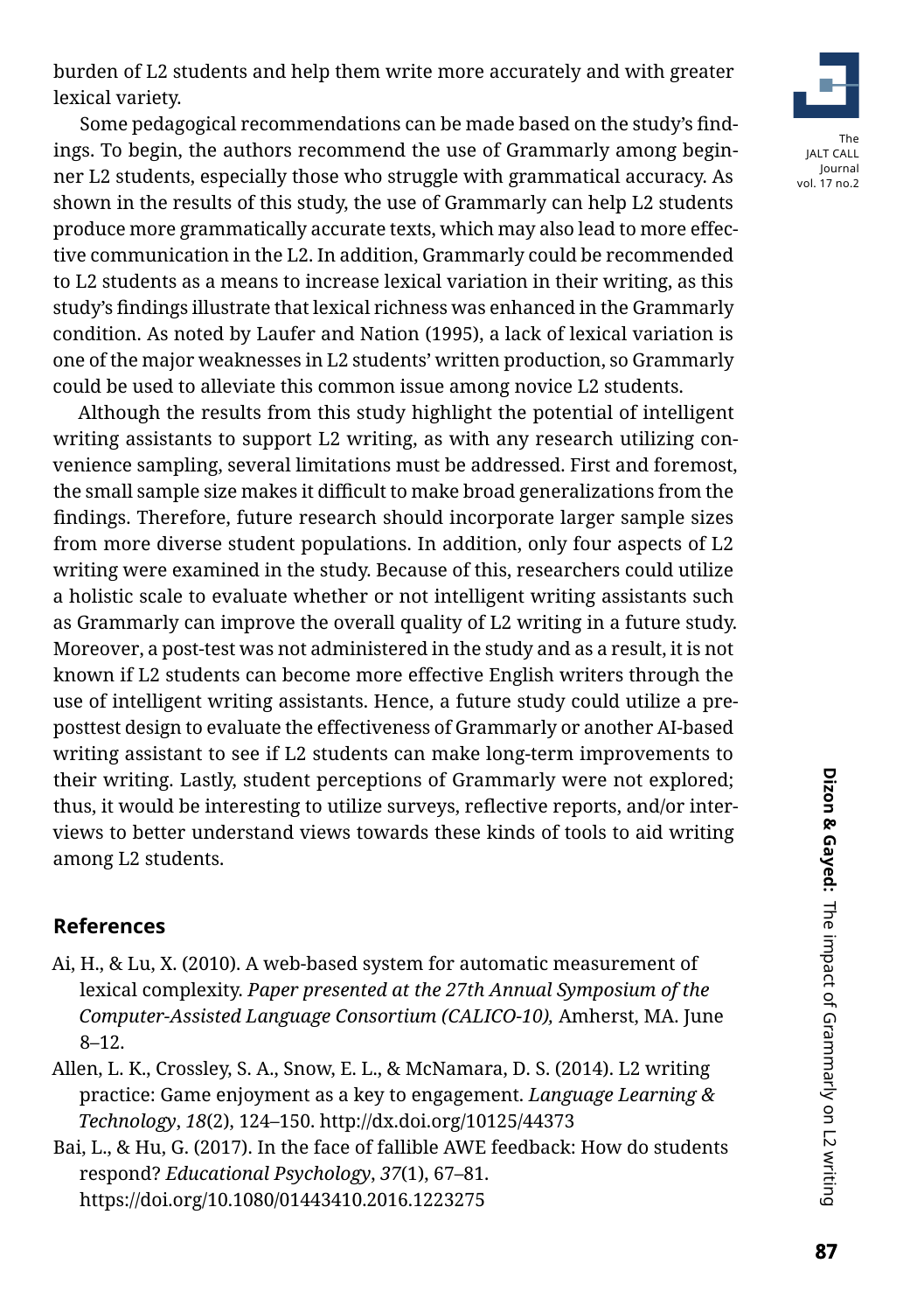burden of L2 students and help them write more accurately and with greater lexical variety.

Some pedagogical recommendations can be made based on the study's findings. To begin, the authors recommend the use of Grammarly among beginner L2 students, especially those who struggle with grammatical accuracy. As shown in the results of this study, the use of Grammarly can help L2 students produce more grammatically accurate texts, which may also lead to more effective communication in the L2. In addition, Grammarly could be recommended to L2 students as a means to increase lexical variation in their writing, as this study's findings illustrate that lexical richness was enhanced in the Grammarly condition. As noted by Laufer and Nation (1995), a lack of lexical variation is one of the major weaknesses in L2 students' written production, so Grammarly could be used to alleviate this common issue among novice L2 students.

Although the results from this study highlight the potential of intelligent writing assistants to support L2 writing, as with any research utilizing convenience sampling, several limitations must be addressed. First and foremost, the small sample size makes it difficult to make broad generalizations from the findings. Therefore, future research should incorporate larger sample sizes from more diverse student populations. In addition, only four aspects of L2 writing were examined in the study. Because of this, researchers could utilize a holistic scale to evaluate whether or not intelligent writing assistants such as Grammarly can improve the overall quality of L2 writing in a future study. Moreover, a post-test was not administered in the study and as a result, it is not known if L2 students can become more effective English writers through the use of intelligent writing assistants. Hence, a future study could utilize a pre-posttest design to evaluate the effectiveness of Grammarly or another AI-based writing assistant to see if L2 students can make long-term improvements to their writing. Lastly, student perceptions of Grammarly were not explored; thus, it would be interesting to utilize surveys, reflective reports, and/or interviews to better understand views towards these kinds of tools to aid writing among L2 students.

## References

Ai, H., & Lu, X. (2010). A web-based system for automatic measurement of lexical complexity. *Paper presented at the 27th Annual Symposium of the Computer-Assisted Language Consortium (CALICO-10),* Amherst, MA. June 8–12.

Allen, L. K., Crossley, S. A., Snow, E. L., & McNamara, D. S. (2014). L2 writing practice: Game enjoyment as a key to engagement. *Language Learning & Technology*, *18*(2), 124–150. http://dx.doi.org/10125/44373

Bai, L., & Hu, G. (2017). In the face of fallible AWE feedback: How do students respond? *Educational Psychology*, *37*(1), 67–81. https://doi.org/10.1080/01443410.2016.1223275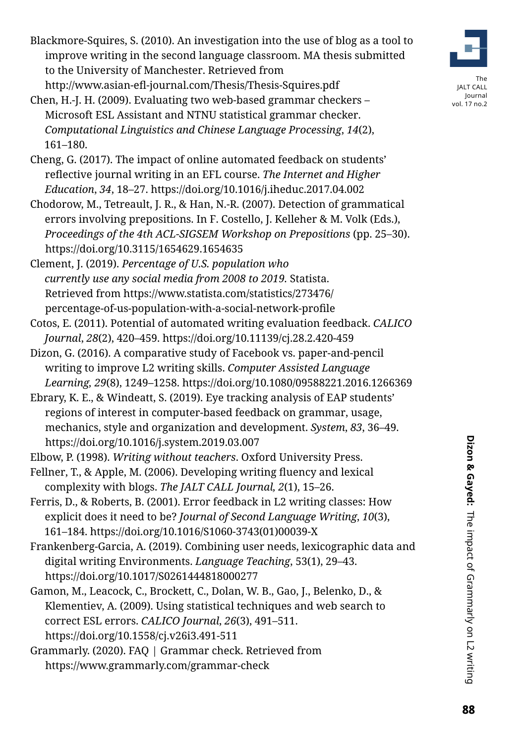Blackmore-Squires, S. (2010). An investigation into the use of blog as a tool to improve writing in the second language classroom. MA thesis submitted to the University of Manchester. Retrieved from http://www.asian-efl-journal.com/Thesis/Thesis-Squires.pdf

Chen, H.-J. H. (2009). Evaluating two web-based grammar checkers – Microsoft ESL Assistant and NTNU statistical grammar checker. *Computational Linguistics and Chinese Language Processing*, *14*(2), 161–180.

Cheng, G. (2017). The impact of online automated feedback on students' reflective journal writing in an EFL course. *The Internet and Higher Education*, *34*, 18–27. https://doi.org/10.1016/j.iheduc.2017.04.002

Chodorow, M., Tetreault, J. R., & Han, N.-R. (2007). Detection of grammatical errors involving prepositions. In F. Costello, J. Kelleher & M. Volk (Eds.), *Proceedings of the 4th ACL-SIGSEM Workshop on Prepositions* (pp. 25–30). https://doi.org/10.3115/1654629.1654635

Clement, J. (2019). *Percentage of U.S. population who currently use any social media from 2008 to 2019.* Statista. Retrieved from https://www.statista.com/statistics/273476/percentage-of-us-population-with-a-social-network-profile

Cotos, E. (2011). Potential of automated writing evaluation feedback. *CALICO Journal*, *28*(2), 420–459. https://doi.org/10.11139/cj.28.2.420-459

Dizon, G. (2016). A comparative study of Facebook vs. paper-and-pencil writing to improve L2 writing skills. *Computer Assisted Language Learning*, *29*(8), 1249–1258. https://doi.org/10.1080/09588221.2016.1266369

Ebrary, K. E., & Windeatt, S. (2019). Eye tracking analysis of EAP students' regions of interest in computer-based feedback on grammar, usage, mechanics, style and organization and development. *System*, *83*, 36–49. https://doi.org/10.1016/j.system.2019.03.007

Elbow, P. (1998). *Writing without teachers*. Oxford University Press.

Fellner, T., & Apple, M. (2006). Developing writing fluency and lexical complexity with blogs. *The JALT CALL Journal*, *2*(1), 15–26.

Ferris, D., & Roberts, B. (2001). Error feedback in L2 writing classes: How explicit does it need to be? *Journal of Second Language Writing*, *10*(3), 161–184. https://doi.org/10.1016/S1060-3743(01)00039-X

Frankenberg-Garcia, A. (2019). Combining user needs, lexicographic data and digital writing Environments. *Language Teaching*, 53(1), 29–43. https://doi.org/10.1017/S0261444818000277

Gamon, M., Leacock, C., Brockett, C., Dolan, W. B., Gao, J., Belenko, D., & Klementiev, A. (2009). Using statistical techniques and web search to correct ESL errors. *CALICO Journal*, *26*(3), 491–511. https://doi.org/10.1558/cj.v26i3.491-511

Grammarly. (2020). FAQ | Grammar check. Retrieved from https://www.grammarly.com/grammar-check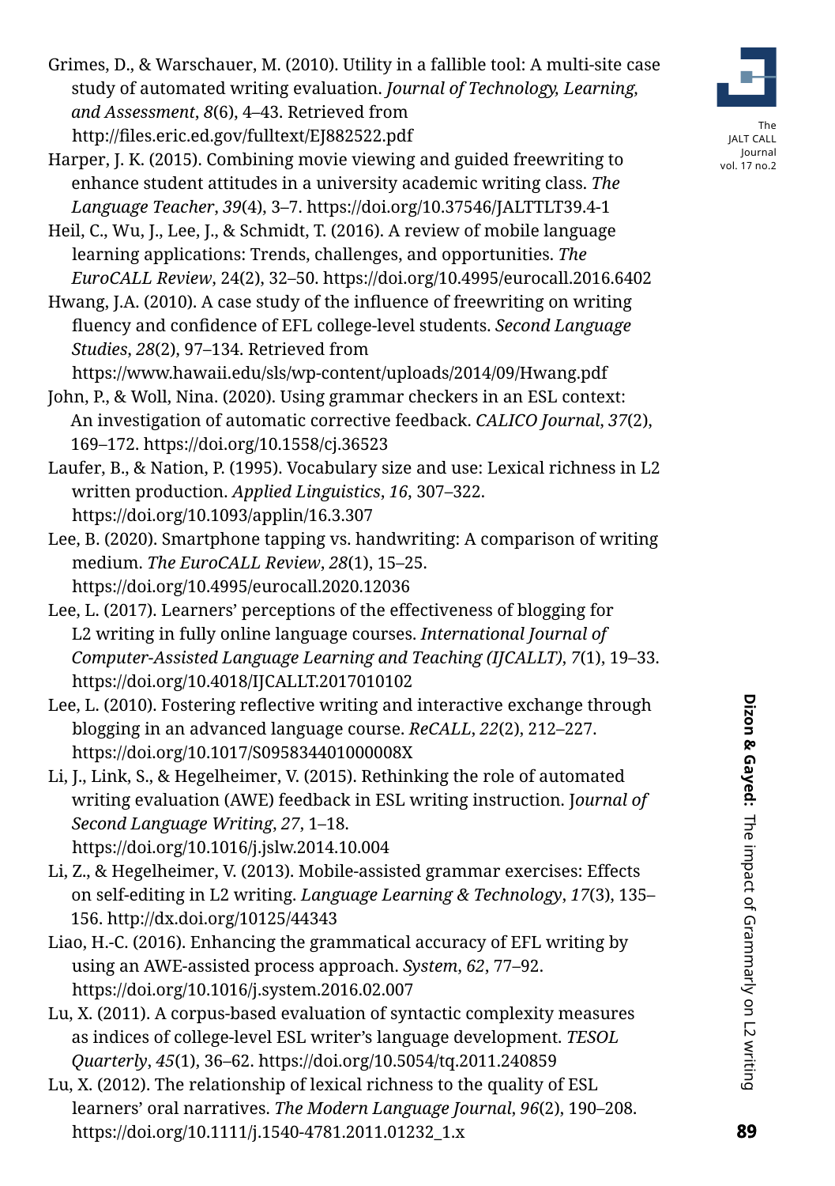Grimes, D., & Warschauer, M. (2010). Utility in a fallible tool: A multi-site case study of automated writing evaluation. *Journal of Technology, Learning, and Assessment*, *8*(6), 4–43. Retrieved from http://files.eric.ed.gov/fulltext/EJ882522.pdf

Harper, J. K. (2015). Combining movie viewing and guided freewriting to enhance student attitudes in a university academic writing class. *The Language Teacher*, *39*(4), 3–7. https://doi.org/10.37546/JALTTLT39.4-1

Heil, C., Wu, J., Lee, J., & Schmidt, T. (2016). A review of mobile language learning applications: Trends, challenges, and opportunities. *The EuroCALL Review*, 24(2), 32–50. https://doi.org/10.4995/eurocall.2016.6402

Hwang, J.A. (2010). A case study of the influence of freewriting on writing fluency and confidence of EFL college-level students. *Second Language Studies*, *28*(2), 97–134. Retrieved from https://www.hawaii.edu/sls/wp-content/uploads/2014/09/Hwang.pdf

John, P., & Woll, Nina. (2020). Using grammar checkers in an ESL context: An investigation of automatic corrective feedback. *CALICO Journal*, *37*(2), 169–172. https://doi.org/10.1558/cj.36523

Laufer, B., & Nation, P. (1995). Vocabulary size and use: Lexical richness in L2 written production. *Applied Linguistics*, *16*, 307–322. https://doi.org/10.1093/applin/16.3.307

Lee, B. (2020). Smartphone tapping vs. handwriting: A comparison of writing medium. *The EuroCALL Review*, *28*(1), 15–25. https://doi.org/10.4995/eurocall.2020.12036

Lee, L. (2017). Learners' perceptions of the effectiveness of blogging for L2 writing in fully online language courses. *International Journal of Computer-Assisted Language Learning and Teaching (IJCALLT)*, *7*(1), 19–33. https://doi.org/10.4018/IJCALLT.2017010102

Lee, L. (2010). Fostering reflective writing and interactive exchange through blogging in an advanced language course. *ReCALL*, *22*(2), 212–227. https://doi.org/10.1017/S095834401000008X

Li, J., Link, S., & Hegelheimer, V. (2015). Rethinking the role of automated writing evaluation (AWE) feedback in ESL writing instruction. J*ournal of Second Language Writing*, *27*, 1–18. https://doi.org/10.1016/j.jslw.2014.10.004

Li, Z., & Hegelheimer, V. (2013). Mobile-assisted grammar exercises: Effects on self-editing in L2 writing. *Language Learning & Technology*, *17*(3), 135–156. http://dx.doi.org/10125/44343

Liao, H.-C. (2016). Enhancing the grammatical accuracy of EFL writing by using an AWE-assisted process approach. *System*, *62*, 77–92. https://doi.org/10.1016/j.system.2016.02.007

Lu, X. (2011). A corpus-based evaluation of syntactic complexity measures as indices of college-level ESL writer's language development. *TESOL Quarterly*, *45*(1), 36–62. https://doi.org/10.5054/tq.2011.240859

Lu, X. (2012). The relationship of lexical richness to the quality of ESL learners' oral narratives. *The Modern Language Journal*, *96*(2), 190–208. https://doi.org/10.1111/j.1540-4781.2011.01232_1.x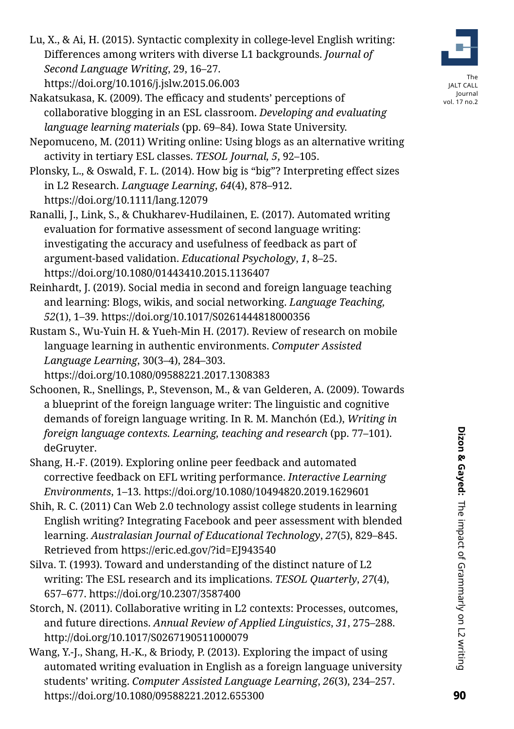Lu, X., & Ai, H. (2015). Syntactic complexity in college-level English writing: Differences among writers with diverse L1 backgrounds. *Journal of Second Language Writing*, 29, 16–27. https://doi.org/10.1016/j.jslw.2015.06.003

Nakatsukasa, K. (2009). The efficacy and students' perceptions of collaborative blogging in an ESL classroom. *Developing and evaluating language learning materials* (pp. 69–84). Iowa State University.

Nepomuceno, M. (2011) Writing online: Using blogs as an alternative writing activity in tertiary ESL classes. *TESOL Journal, 5*, 92–105.

Plonsky, L., & Oswald, F. L. (2014). How big is "big"? Interpreting effect sizes in L2 Research. *Language Learning*, *64*(4), 878–912. https://doi.org/10.1111/lang.12079

Ranalli, J., Link, S., & Chukharev-Hudilainen, E. (2017). Automated writing evaluation for formative assessment of second language writing: investigating the accuracy and usefulness of feedback as part of argument-based validation. *Educational Psychology*, *1*, 8–25. https://doi.org/10.1080/01443410.2015.1136407

Reinhardt, J. (2019). Social media in second and foreign language teaching and learning: Blogs, wikis, and social networking. *Language Teaching, 52*(1), 1–39. https://doi.org/10.1017/S0261444818000356

Rustam S., Wu-Yuin H. & Yueh-Min H. (2017). Review of research on mobile language learning in authentic environments. *Computer Assisted Language Learning*, 30(3–4), 284–303. https://doi.org/10.1080/09588221.2017.1308383

Schoonen, R., Snellings, P., Stevenson, M., & van Gelderen, A. (2009). Towards a blueprint of the foreign language writer: The linguistic and cognitive demands of foreign language writing. In R. M. Manchón (Ed.), *Writing in foreign language contexts. Learning, teaching and research* (pp. 77–101). deGruyter.

Shang, H.-F. (2019). Exploring online peer feedback and automated corrective feedback on EFL writing performance. *Interactive Learning Environments*, 1–13. https://doi.org/10.1080/10494820.2019.1629601

Shih, R. C. (2011) Can Web 2.0 technology assist college students in learning English writing? Integrating Facebook and peer assessment with blended learning. *Australasian Journal of Educational Technology*, *27*(5), 829–845. Retrieved from https://eric.ed.gov/?id=EJ943540

Silva. T. (1993). Toward and understanding of the distinct nature of L2 writing: The ESL research and its implications. *TESOL Quarterly*, *27*(4), 657–677. https://doi.org/10.2307/3587400

Storch, N. (2011). Collaborative writing in L2 contexts: Processes, outcomes, and future directions. *Annual Review of Applied Linguistics*, *31*, 275–288. http://doi.org/10.1017/S0267190511000079

Wang, Y.-J., Shang, H.-K., & Briody, P. (2013). Exploring the impact of using automated writing evaluation in English as a foreign language university students' writing. *Computer Assisted Language Learning*, *26*(3), 234–257. https://doi.org/10.1080/09588221.2012.655300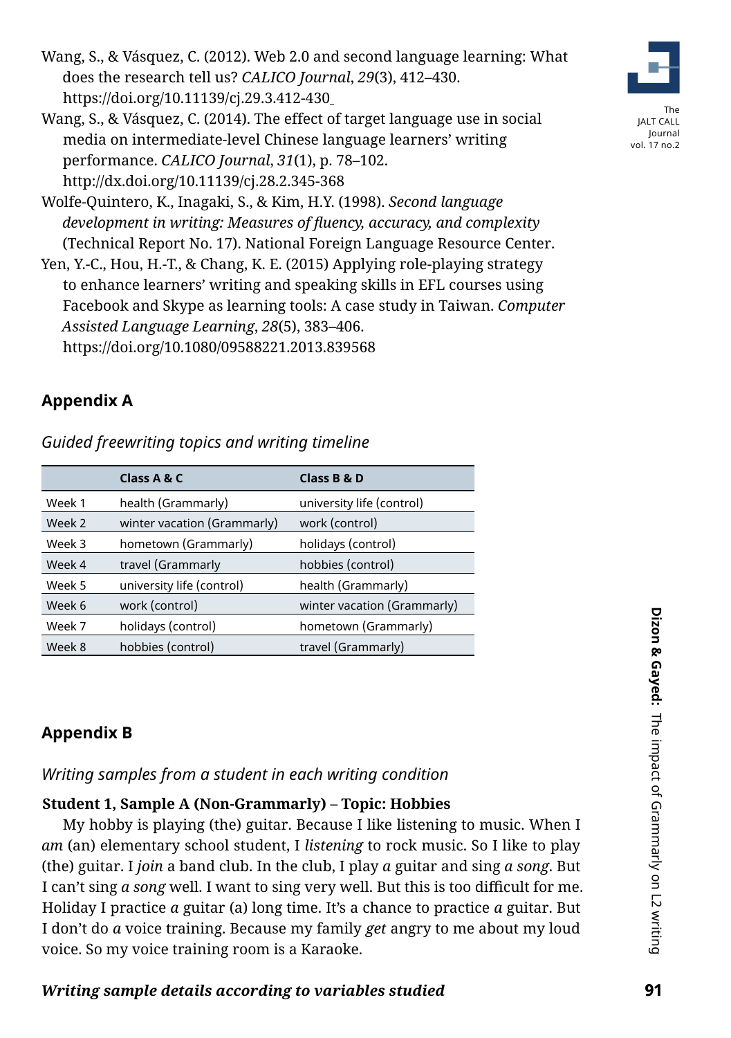Wang, S., & Vásquez, C. (2012). Web 2.0 and second language learning: What does the research tell us? *CALICO Journal*, *29*(3), 412–430. https://doi.org/10.11139/cj.29.3.412-430

Wang, S., & Vásquez, C. (2014). The effect of target language use in social media on intermediate-level Chinese language learners' writing performance. *CALICO Journal*, *31*(1), p. 78–102. http://dx.doi.org/10.11139/cj.28.2.345-368

Wolfe-Quintero, K., Inagaki, S., & Kim, H.Y. (1998). *Second language development in writing: Measures of fluency, accuracy, and complexity* (Technical Report No. 17). National Foreign Language Resource Center.

Yen, Y.-C., Hou, H.-T., & Chang, K. E. (2015) Applying role-playing strategy to enhance learners' writing and speaking skills in EFL courses using Facebook and Skype as learning tools: A case study in Taiwan. *Computer Assisted Language Learning*, *28*(5), 383–406. https://doi.org/10.1080/09588221.2013.839568

## Appendix A

*Guided freewriting topics and writing timeline*

| | Class A & C | Class B & D |
|---|---|---|
| Week 1 | health (Grammarly) | university life (control) |
| Week 2 | winter vacation (Grammarly) | work (control) |
| Week 3 | hometown (Grammarly) | holidays (control) |
| Week 4 | travel (Grammarly | hobbies (control) |
| Week 5 | university life (control) | health (Grammarly) |
| Week 6 | work (control) | winter vacation (Grammarly) |
| Week 7 | holidays (control) | hometown (Grammarly) |
| Week 8 | hobbies (control) | travel (Grammarly) |

## Appendix B

*Writing samples from a student in each writing condition*

**Student 1, Sample A (Non-Grammarly) – Topic: Hobbies**

My hobby is playing (the) guitar. Because I like listening to music. When I *am* (an) elementary school student, I *listening* to rock music. So I like to play (the) guitar. I *join* a band club. In the club, I play *a* guitar and sing *a song*. But I can't sing *a song* well. I want to sing very well. But this is too difficult for me. Holiday I practice *a* guitar (a) long time. It's a chance to practice *a* guitar. But I don't do *a* voice training. Because my family *get* angry to me about my loud voice. So my voice training room is a Karaoke.

***Writing sample details according to variables studied***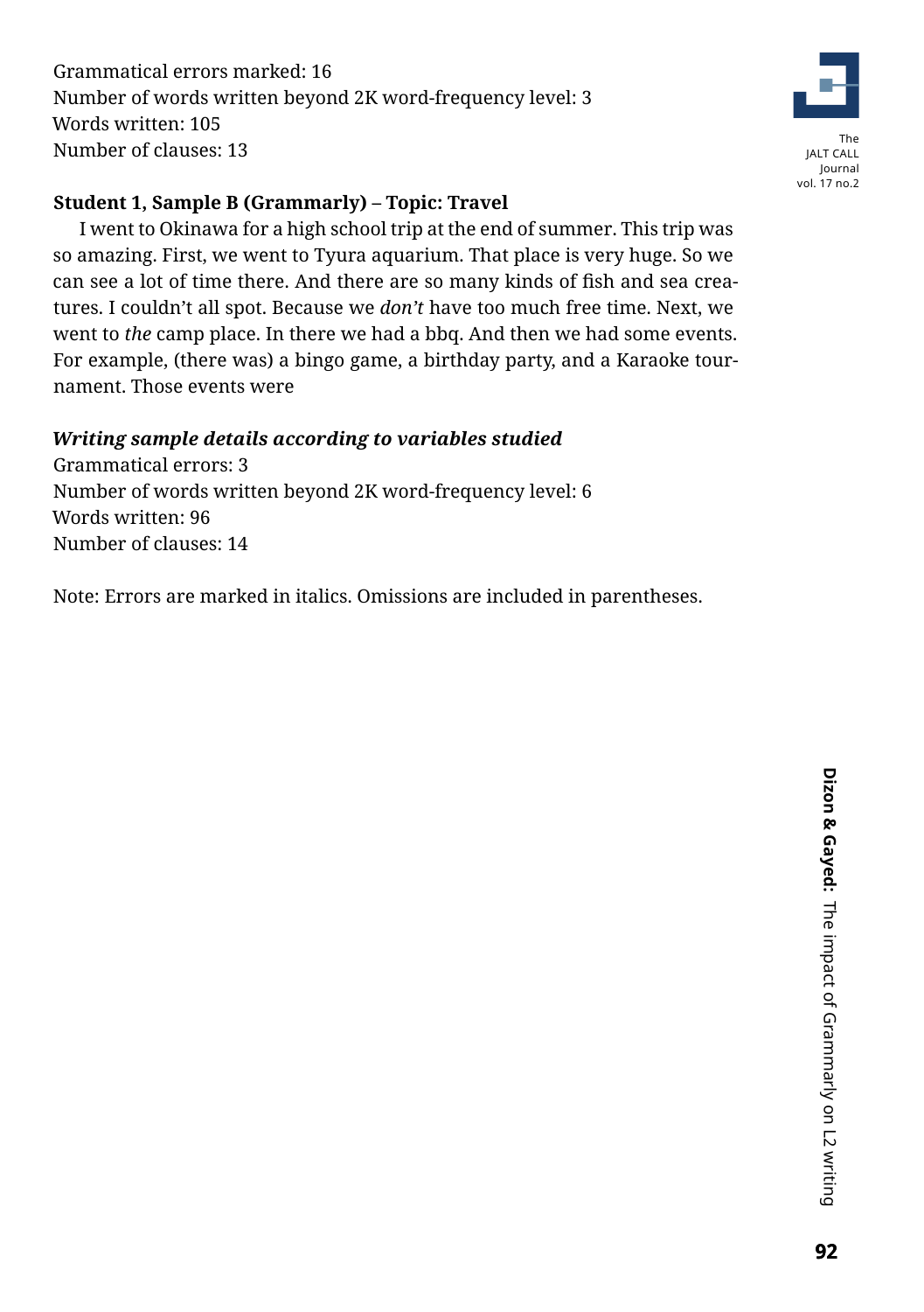Grammatical errors marked: 16
Number of words written beyond 2K word-frequency level: 3
Words written: 105
Number of clauses: 13

**Student 1, Sample B (Grammarly) – Topic: Travel**

I went to Okinawa for a high school trip at the end of summer. This trip was so amazing. First, we went to Tyura aquarium. That place is very huge. So we can see a lot of time there. And there are so many kinds of fish and sea creatures. I couldn't all spot. Because we *don't* have too much free time. Next, we went to *the* camp place. In there we had a bbq. And then we had some events. For example, (there was) a bingo game, a birthday party, and a Karaoke tournament. Those events were

***Writing sample details according to variables studied***

Grammatical errors: 3
Number of words written beyond 2K word-frequency level: 6
Words written: 96
Number of clauses: 14

Note: Errors are marked in italics. Omissions are included in parentheses.